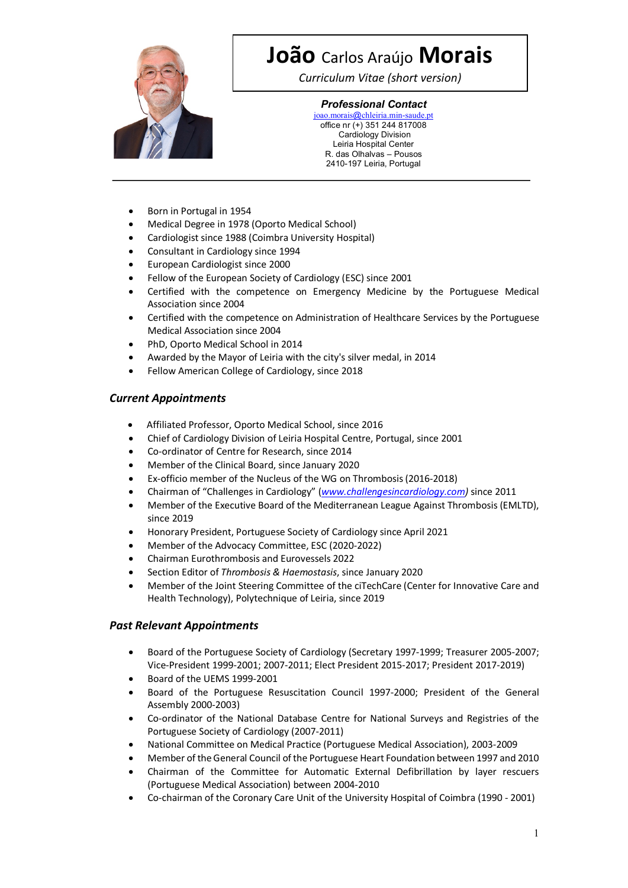# **João** Carlos Araújo **Morais**

*Curriculum Vitae (short version)*

***Professional Contact***

joao.morais@chleiria.min-saude.pt
office nr (+) 351 244 817008
Cardiology Division
Leiria Hospital Center
R. das Olhalvas – Pousos
2410-197 Leiria, Portugal

---

- Born in Portugal in 1954
- Medical Degree in 1978 (Oporto Medical School)
- Cardiologist since 1988 (Coimbra University Hospital)
- Consultant in Cardiology since 1994
- European Cardiologist since 2000
- Fellow of the European Society of Cardiology (ESC) since 2001
- Certified with the competence on Emergency Medicine by the Portuguese Medical Association since 2004
- Certified with the competence on Administration of Healthcare Services by the Portuguese Medical Association since 2004
- PhD, Oporto Medical School in 2014
- Awarded by the Mayor of Leiria with the city's silver medal, in 2014
- Fellow American College of Cardiology, since 2018

## *Current Appointments*

- Affiliated Professor, Oporto Medical School, since 2016
- Chief of Cardiology Division of Leiria Hospital Centre, Portugal, since 2001
- Co-ordinator of Centre for Research, since 2014
- Member of the Clinical Board, since January 2020
- Ex-officio member of the Nucleus of the WG on Thrombosis (2016-2018)
- Chairman of "Challenges in Cardiology" (*www.challengesincardiology.com)* since 2011
- Member of the Executive Board of the Mediterranean League Against Thrombosis (EMLTD), since 2019
- Honorary President, Portuguese Society of Cardiology since April 2021
- Member of the Advocacy Committee, ESC (2020-2022)
- Chairman Eurothrombosis and Eurovessels 2022
- Section Editor of *Thrombosis & Haemostasis*, since January 2020
- Member of the Joint Steering Committee of the ciTechCare (Center for Innovative Care and Health Technology), Polytechnique of Leiria, since 2019

## *Past Relevant Appointments*

- Board of the Portuguese Society of Cardiology (Secretary 1997-1999; Treasurer 2005-2007; Vice-President 1999-2001; 2007-2011; Elect President 2015-2017; President 2017-2019)
- Board of the UEMS 1999-2001
- Board of the Portuguese Resuscitation Council 1997-2000; President of the General Assembly 2000-2003)
- Co-ordinator of the National Database Centre for National Surveys and Registries of the Portuguese Society of Cardiology (2007-2011)
- National Committee on Medical Practice (Portuguese Medical Association), 2003-2009
- Member of the General Council of the Portuguese Heart Foundation between 1997 and 2010
- Chairman of the Committee for Automatic External Defibrillation by layer rescuers (Portuguese Medical Association) between 2004-2010
- Co-chairman of the Coronary Care Unit of the University Hospital of Coimbra (1990 - 2001)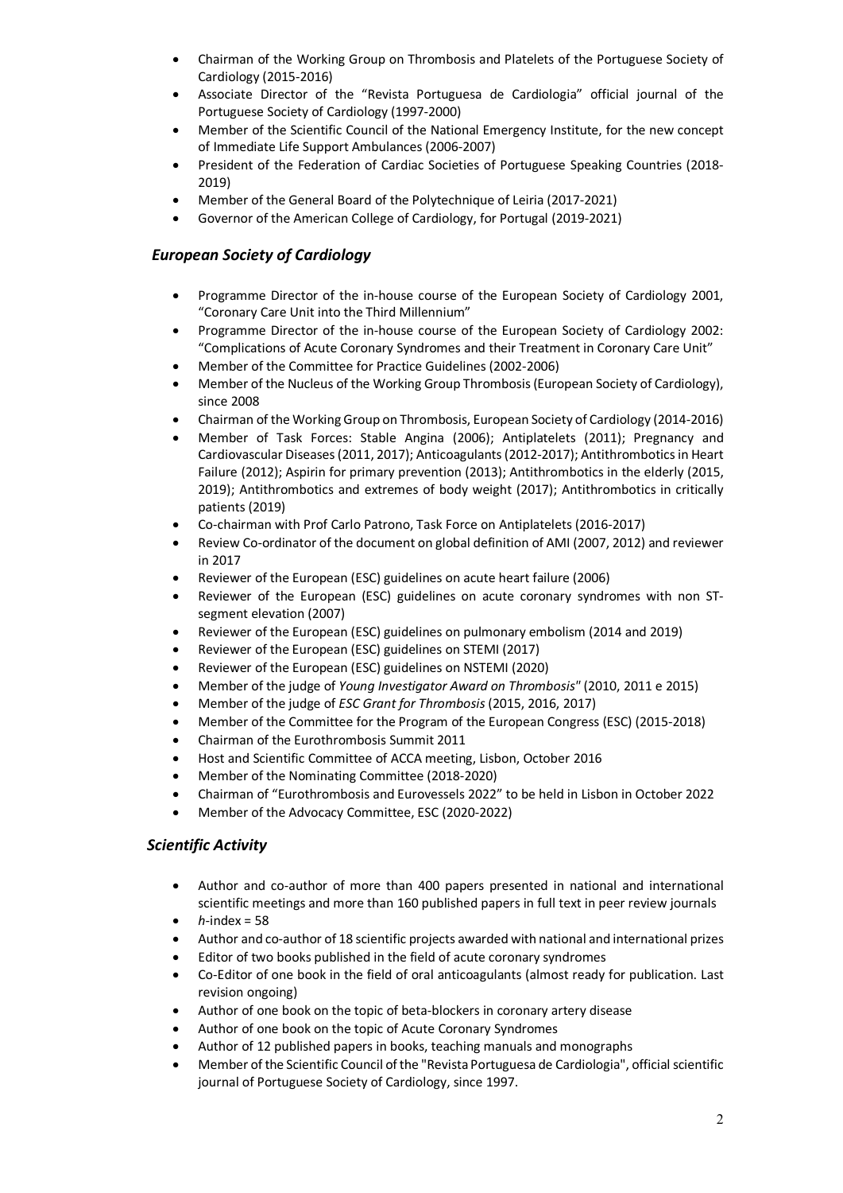- Chairman of the Working Group on Thrombosis and Platelets of the Portuguese Society of Cardiology (2015-2016)
- Associate Director of the "Revista Portuguesa de Cardiologia" official journal of the Portuguese Society of Cardiology (1997-2000)
- Member of the Scientific Council of the National Emergency Institute, for the new concept of Immediate Life Support Ambulances (2006-2007)
- President of the Federation of Cardiac Societies of Portuguese Speaking Countries (2018-2019)
- Member of the General Board of the Polytechnique of Leiria (2017-2021)
- Governor of the American College of Cardiology, for Portugal (2019-2021)

## *European Society of Cardiology*

- Programme Director of the in-house course of the European Society of Cardiology 2001, "Coronary Care Unit into the Third Millennium"
- Programme Director of the in-house course of the European Society of Cardiology 2002: "Complications of Acute Coronary Syndromes and their Treatment in Coronary Care Unit"
- Member of the Committee for Practice Guidelines (2002-2006)
- Member of the Nucleus of the Working Group Thrombosis (European Society of Cardiology), since 2008
- Chairman of the Working Group on Thrombosis, European Society of Cardiology (2014-2016)
- Member of Task Forces: Stable Angina (2006); Antiplatelets (2011); Pregnancy and Cardiovascular Diseases (2011, 2017); Anticoagulants (2012-2017); Antithrombotics in Heart Failure (2012); Aspirin for primary prevention (2013); Antithrombotics in the elderly (2015, 2019); Antithrombotics and extremes of body weight (2017); Antithrombotics in critically patients (2019)
- Co-chairman with Prof Carlo Patrono, Task Force on Antiplatelets (2016-2017)
- Review Co-ordinator of the document on global definition of AMI (2007, 2012) and reviewer in 2017
- Reviewer of the European (ESC) guidelines on acute heart failure (2006)
- Reviewer of the European (ESC) guidelines on acute coronary syndromes with non ST-segment elevation (2007)
- Reviewer of the European (ESC) guidelines on pulmonary embolism (2014 and 2019)
- Reviewer of the European (ESC) guidelines on STEMI (2017)
- Reviewer of the European (ESC) guidelines on NSTEMI (2020)
- Member of the judge of *Young Investigator Award on Thrombosis"* (2010, 2011 e 2015)
- Member of the judge of *ESC Grant for Thrombosis* (2015, 2016, 2017)
- Member of the Committee for the Program of the European Congress (ESC) (2015-2018)
- Chairman of the Eurothrombosis Summit 2011
- Host and Scientific Committee of ACCA meeting, Lisbon, October 2016
- Member of the Nominating Committee (2018-2020)
- Chairman of "Eurothrombosis and Eurovessels 2022" to be held in Lisbon in October 2022
- Member of the Advocacy Committee, ESC (2020-2022)

## *Scientific Activity*

- Author and co-author of more than 400 papers presented in national and international scientific meetings and more than 160 published papers in full text in peer review journals
- *h*-index = 58
- Author and co-author of 18 scientific projects awarded with national and international prizes
- Editor of two books published in the field of acute coronary syndromes
- Co-Editor of one book in the field of oral anticoagulants (almost ready for publication. Last revision ongoing)
- Author of one book on the topic of beta-blockers in coronary artery disease
- Author of one book on the topic of Acute Coronary Syndromes
- Author of 12 published papers in books, teaching manuals and monographs
- Member of the Scientific Council of the "Revista Portuguesa de Cardiologia", official scientific journal of Portuguese Society of Cardiology, since 1997.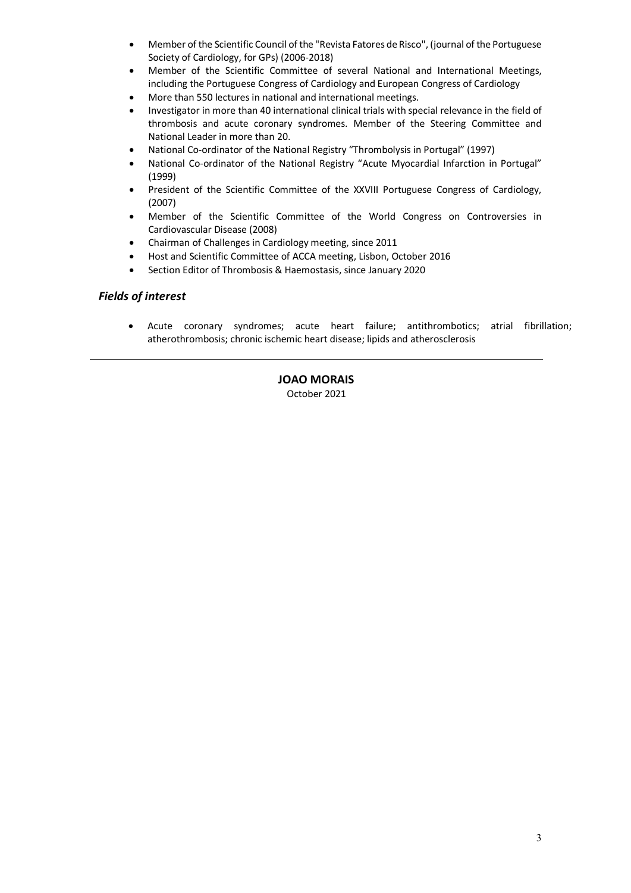- Member of the Scientific Council of the "Revista Fatores de Risco", (journal of the Portuguese Society of Cardiology, for GPs) (2006-2018)
- Member of the Scientific Committee of several National and International Meetings, including the Portuguese Congress of Cardiology and European Congress of Cardiology
- More than 550 lectures in national and international meetings.
- Investigator in more than 40 international clinical trials with special relevance in the field of thrombosis and acute coronary syndromes. Member of the Steering Committee and National Leader in more than 20.
- National Co-ordinator of the National Registry "Thrombolysis in Portugal" (1997)
- National Co-ordinator of the National Registry "Acute Myocardial Infarction in Portugal" (1999)
- President of the Scientific Committee of the XXVIII Portuguese Congress of Cardiology, (2007)
- Member of the Scientific Committee of the World Congress on Controversies in Cardiovascular Disease (2008)
- Chairman of Challenges in Cardiology meeting, since 2011
- Host and Scientific Committee of ACCA meeting, Lisbon, October 2016
- Section Editor of Thrombosis & Haemostasis, since January 2020

## *Fields of interest*

- Acute coronary syndromes; acute heart failure; antithrombotics; atrial fibrillation; atherothrombosis; chronic ischemic heart disease; lipids and atherosclerosis

---

**JOAO MORAIS**

October 2021